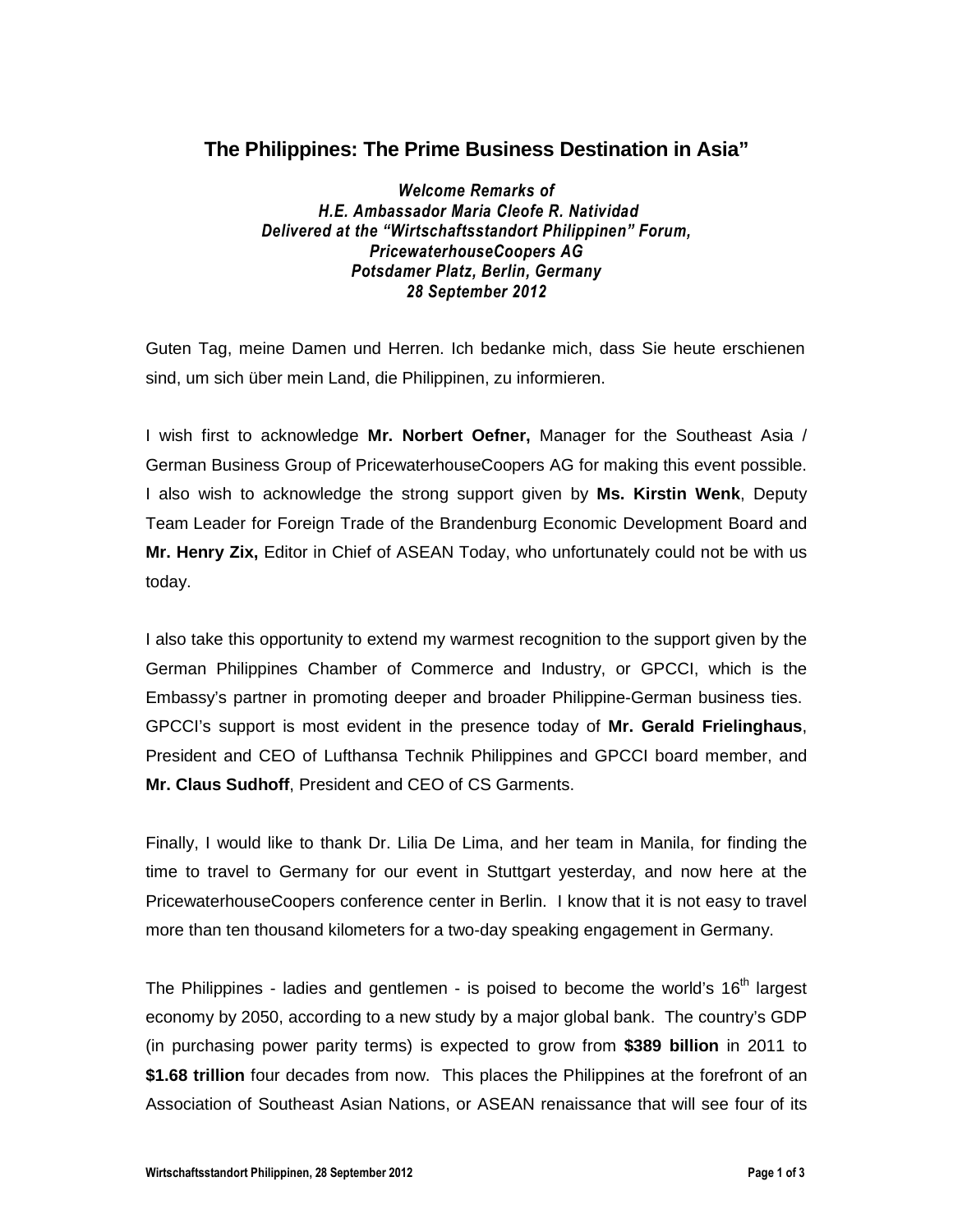## The Philippines: The Prime Business Destination in Asia”

***Welcome Remarks of***
***H.E. Ambassador Maria Cleofe R. Natividad***
***Delivered at the “Wirtschaftsstandort Philippinen” Forum,***
***PricewaterhouseCoopers AG***
***Potsdamer Platz, Berlin, Germany***
***28 September 2012***

Guten Tag, meine Damen und Herren. Ich bedanke mich, dass Sie heute erschienen sind, um sich über mein Land, die Philippinen, zu informieren.

I wish first to acknowledge **Mr. Norbert Oefner,** Manager for the Southeast Asia / German Business Group of PricewaterhouseCoopers AG for making this event possible. I also wish to acknowledge the strong support given by **Ms. Kirstin Wenk**, Deputy Team Leader for Foreign Trade of the Brandenburg Economic Development Board and **Mr. Henry Zix,** Editor in Chief of ASEAN Today, who unfortunately could not be with us today.

I also take this opportunity to extend my warmest recognition to the support given by the German Philippines Chamber of Commerce and Industry, or GPCCI, which is the Embassy’s partner in promoting deeper and broader Philippine-German business ties. GPCCI’s support is most evident in the presence today of **Mr. Gerald Frielinghaus**, President and CEO of Lufthansa Technik Philippines and GPCCI board member, and **Mr. Claus Sudhoff**, President and CEO of CS Garments.

Finally, I would like to thank Dr. Lilia De Lima, and her team in Manila, for finding the time to travel to Germany for our event in Stuttgart yesterday, and now here at the PricewaterhouseCoopers conference center in Berlin. I know that it is not easy to travel more than ten thousand kilometers for a two-day speaking engagement in Germany.

The Philippines - ladies and gentlemen - is poised to become the world’s 16th largest economy by 2050, according to a new study by a major global bank. The country’s GDP (in purchasing power parity terms) is expected to grow from **$389 billion** in 2011 to **$1.68 trillion** four decades from now. This places the Philippines at the forefront of an Association of Southeast Asian Nations, or ASEAN renaissance that will see four of its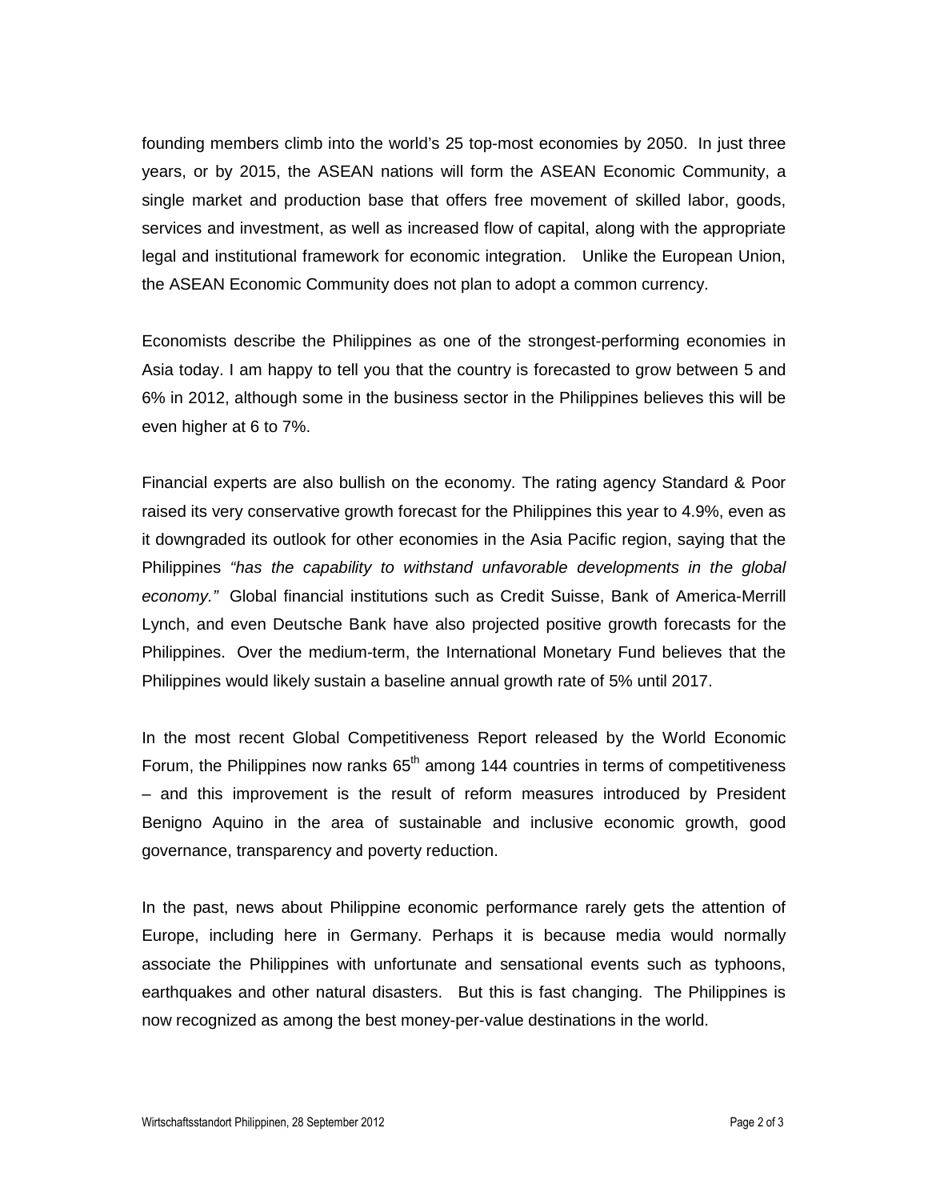founding members climb into the world's 25 top-most economies by 2050. In just three years, or by 2015, the ASEAN nations will form the ASEAN Economic Community, a single market and production base that offers free movement of skilled labor, goods, services and investment, as well as increased flow of capital, along with the appropriate legal and institutional framework for economic integration. Unlike the European Union, the ASEAN Economic Community does not plan to adopt a common currency.

Economists describe the Philippines as one of the strongest-performing economies in Asia today. I am happy to tell you that the country is forecasted to grow between 5 and 6% in 2012, although some in the business sector in the Philippines believes this will be even higher at 6 to 7%.

Financial experts are also bullish on the economy. The rating agency Standard & Poor raised its very conservative growth forecast for the Philippines this year to 4.9%, even as it downgraded its outlook for other economies in the Asia Pacific region, saying that the Philippines *"has the capability to withstand unfavorable developments in the global economy."* Global financial institutions such as Credit Suisse, Bank of America-Merrill Lynch, and even Deutsche Bank have also projected positive growth forecasts for the Philippines. Over the medium-term, the International Monetary Fund believes that the Philippines would likely sustain a baseline annual growth rate of 5% until 2017.

In the most recent Global Competitiveness Report released by the World Economic Forum, the Philippines now ranks 65th among 144 countries in terms of competitiveness – and this improvement is the result of reform measures introduced by President Benigno Aquino in the area of sustainable and inclusive economic growth, good governance, transparency and poverty reduction.

In the past, news about Philippine economic performance rarely gets the attention of Europe, including here in Germany. Perhaps it is because media would normally associate the Philippines with unfortunate and sensational events such as typhoons, earthquakes and other natural disasters. But this is fast changing. The Philippines is now recognized as among the best money-per-value destinations in the world.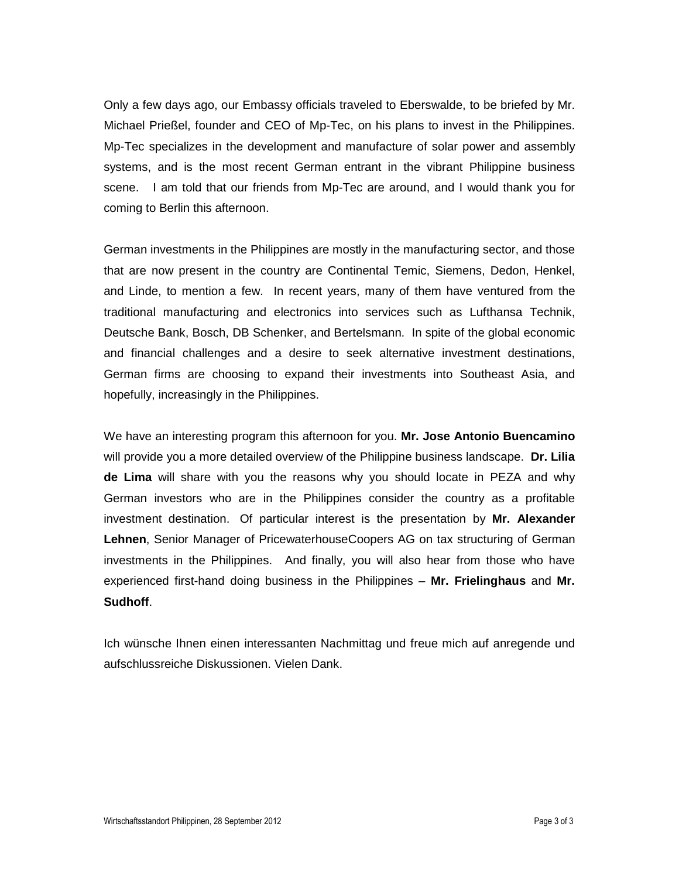Only a few days ago, our Embassy officials traveled to Eberswalde, to be briefed by Mr. Michael Prießel, founder and CEO of Mp-Tec, on his plans to invest in the Philippines. Mp-Tec specializes in the development and manufacture of solar power and assembly systems, and is the most recent German entrant in the vibrant Philippine business scene. I am told that our friends from Mp-Tec are around, and I would thank you for coming to Berlin this afternoon.

German investments in the Philippines are mostly in the manufacturing sector, and those that are now present in the country are Continental Temic, Siemens, Dedon, Henkel, and Linde, to mention a few. In recent years, many of them have ventured from the traditional manufacturing and electronics into services such as Lufthansa Technik, Deutsche Bank, Bosch, DB Schenker, and Bertelsmann. In spite of the global economic and financial challenges and a desire to seek alternative investment destinations, German firms are choosing to expand their investments into Southeast Asia, and hopefully, increasingly in the Philippines.

We have an interesting program this afternoon for you. **Mr. Jose Antonio Buencamino** will provide you a more detailed overview of the Philippine business landscape. **Dr. Lilia de Lima** will share with you the reasons why you should locate in PEZA and why German investors who are in the Philippines consider the country as a profitable investment destination. Of particular interest is the presentation by **Mr. Alexander Lehnen**, Senior Manager of PricewaterhouseCoopers AG on tax structuring of German investments in the Philippines. And finally, you will also hear from those who have experienced first-hand doing business in the Philippines – **Mr. Frielinghaus** and **Mr. Sudhoff**.

Ich wünsche Ihnen einen interessanten Nachmittag und freue mich auf anregende und aufschlussreiche Diskussionen. Vielen Dank.